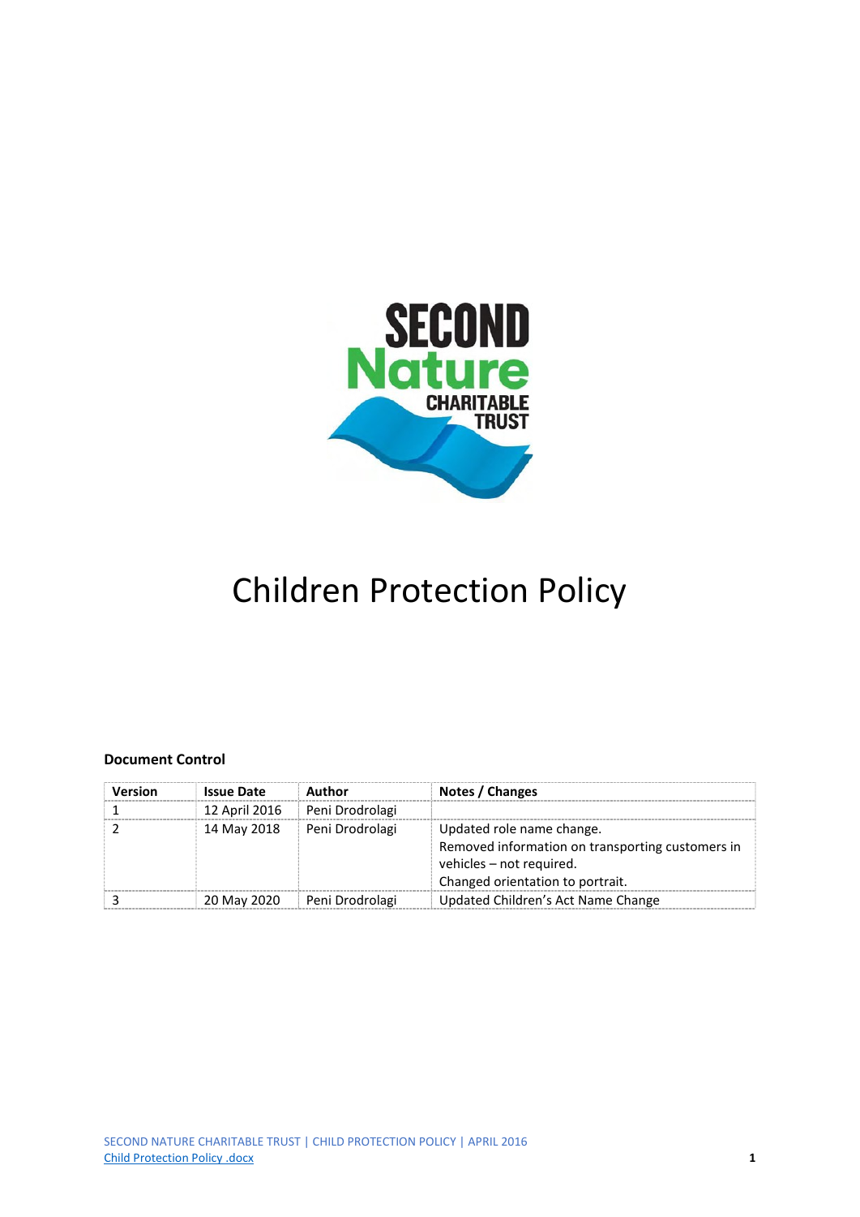# Children Protection Policy

**Document Control**

| Version | Issue Date | Author | Notes / Changes |
| --- | --- | --- | --- |
| 1 | 12 April 2016 | Peni Drodrolagi | |
| 2 | 14 May 2018 | Peni Drodrolagi | Updated role name change.<br>Removed information on transporting customers in vehicles – not required.<br>Changed orientation to portrait. |
| 3 | 20 May 2020 | Peni Drodrolagi | Updated Children's Act Name Change |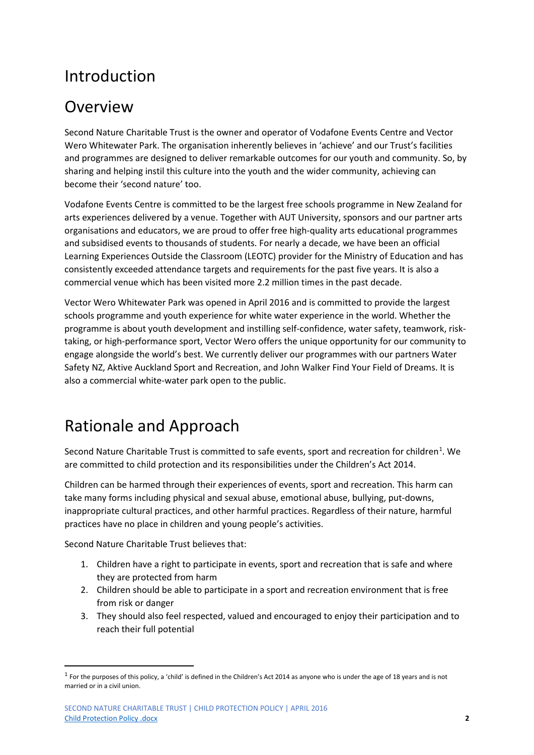# Introduction

## Overview

Second Nature Charitable Trust is the owner and operator of Vodafone Events Centre and Vector Wero Whitewater Park. The organisation inherently believes in 'achieve' and our Trust's facilities and programmes are designed to deliver remarkable outcomes for our youth and community. So, by sharing and helping instil this culture into the youth and the wider community, achieving can become their 'second nature' too.

Vodafone Events Centre is committed to be the largest free schools programme in New Zealand for arts experiences delivered by a venue. Together with AUT University, sponsors and our partner arts organisations and educators, we are proud to offer free high-quality arts educational programmes and subsidised events to thousands of students. For nearly a decade, we have been an official Learning Experiences Outside the Classroom (LEOTC) provider for the Ministry of Education and has consistently exceeded attendance targets and requirements for the past five years. It is also a commercial venue which has been visited more 2.2 million times in the past decade.

Vector Wero Whitewater Park was opened in April 2016 and is committed to provide the largest schools programme and youth experience for white water experience in the world. Whether the programme is about youth development and instilling self-confidence, water safety, teamwork, risk-taking, or high-performance sport, Vector Wero offers the unique opportunity for our community to engage alongside the world's best. We currently deliver our programmes with our partners Water Safety NZ, Aktive Auckland Sport and Recreation, and John Walker Find Your Field of Dreams. It is also a commercial white-water park open to the public.

## Rationale and Approach

Second Nature Charitable Trust is committed to safe events, sport and recreation for children[1]. We are committed to child protection and its responsibilities under the Children's Act 2014.

Children can be harmed through their experiences of events, sport and recreation. This harm can take many forms including physical and sexual abuse, emotional abuse, bullying, put-downs, inappropriate cultural practices, and other harmful practices. Regardless of their nature, harmful practices have no place in children and young people's activities.

Second Nature Charitable Trust believes that:

1. Children have a right to participate in events, sport and recreation that is safe and where they are protected from harm
2. Children should be able to participate in a sport and recreation environment that is free from risk or danger
3. They should also feel respected, valued and encouraged to enjoy their participation and to reach their full potential

[1] For the purposes of this policy, a 'child' is defined in the Children's Act 2014 as anyone who is under the age of 18 years and is not married or in a civil union.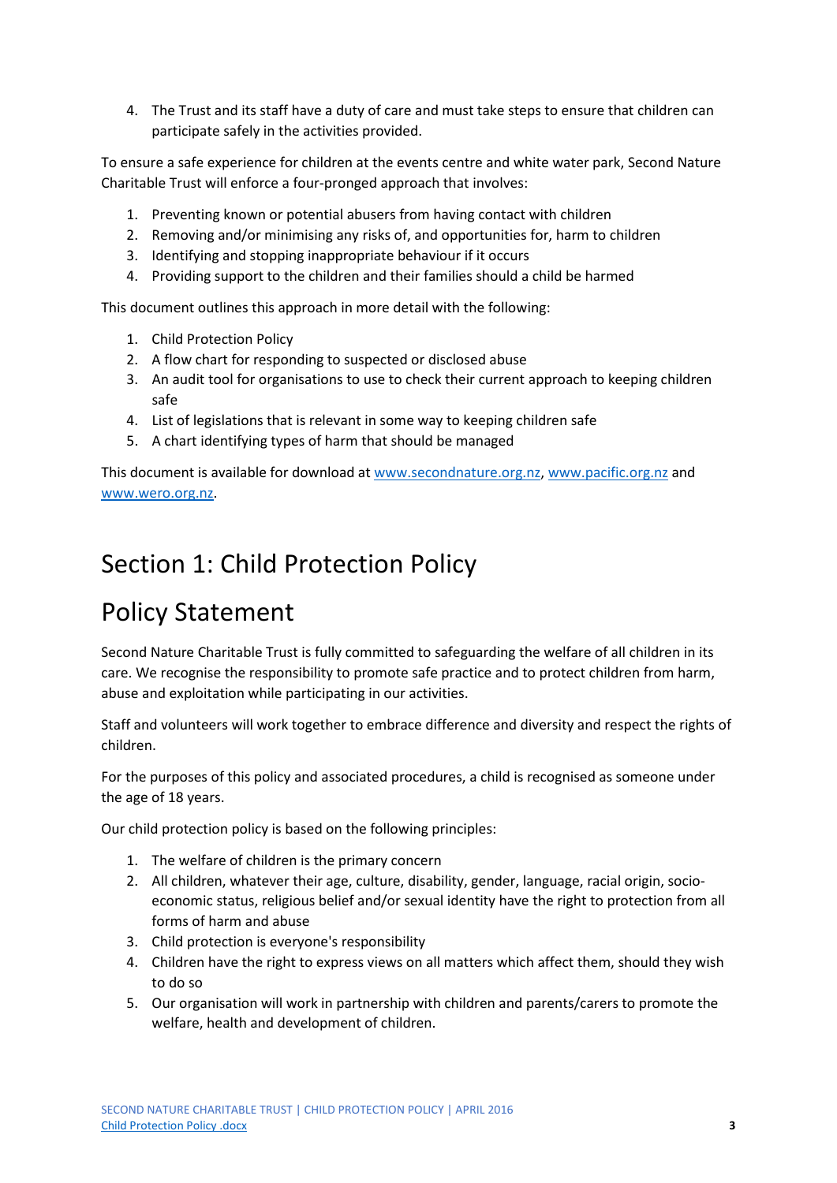4. The Trust and its staff have a duty of care and must take steps to ensure that children can participate safely in the activities provided.

To ensure a safe experience for children at the events centre and white water park, Second Nature Charitable Trust will enforce a four-pronged approach that involves:

1. Preventing known or potential abusers from having contact with children
2. Removing and/or minimising any risks of, and opportunities for, harm to children
3. Identifying and stopping inappropriate behaviour if it occurs
4. Providing support to the children and their families should a child be harmed

This document outlines this approach in more detail with the following:

1. Child Protection Policy
2. A flow chart for responding to suspected or disclosed abuse
3. An audit tool for organisations to use to check their current approach to keeping children safe
4. List of legislations that is relevant in some way to keeping children safe
5. A chart identifying types of harm that should be managed

This document is available for download at www.secondnature.org.nz, www.pacific.org.nz and www.wero.org.nz.

# Section 1: Child Protection Policy

# Policy Statement

Second Nature Charitable Trust is fully committed to safeguarding the welfare of all children in its care. We recognise the responsibility to promote safe practice and to protect children from harm, abuse and exploitation while participating in our activities.

Staff and volunteers will work together to embrace difference and diversity and respect the rights of children.

For the purposes of this policy and associated procedures, a child is recognised as someone under the age of 18 years.

Our child protection policy is based on the following principles:

1. The welfare of children is the primary concern
2. All children, whatever their age, culture, disability, gender, language, racial origin, socio-economic status, religious belief and/or sexual identity have the right to protection from all forms of harm and abuse
3. Child protection is everyone's responsibility
4. Children have the right to express views on all matters which affect them, should they wish to do so
5. Our organisation will work in partnership with children and parents/carers to promote the welfare, health and development of children.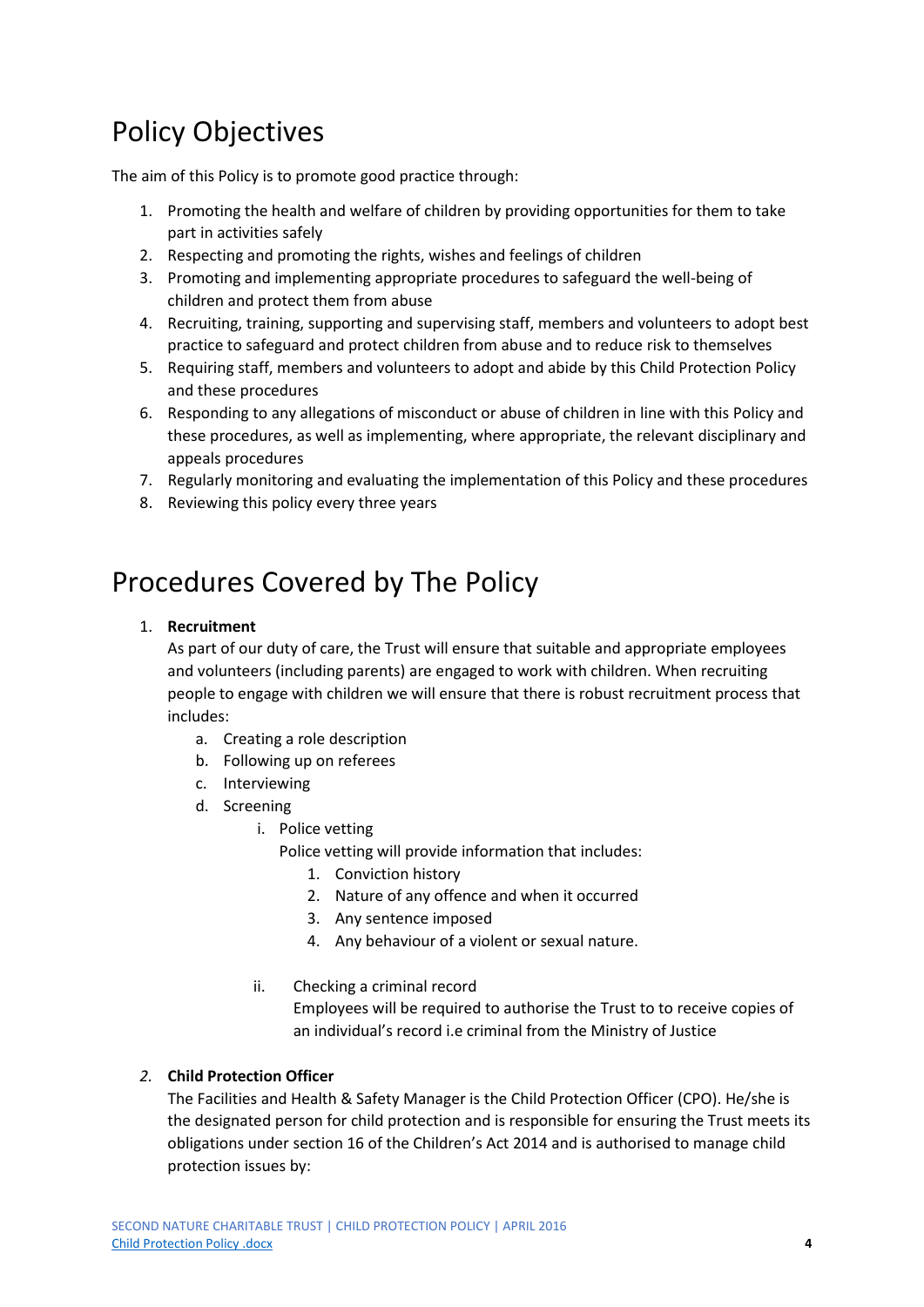# Policy Objectives

The aim of this Policy is to promote good practice through:

1. Promoting the health and welfare of children by providing opportunities for them to take part in activities safely
2. Respecting and promoting the rights, wishes and feelings of children
3. Promoting and implementing appropriate procedures to safeguard the well-being of children and protect them from abuse
4. Recruiting, training, supporting and supervising staff, members and volunteers to adopt best practice to safeguard and protect children from abuse and to reduce risk to themselves
5. Requiring staff, members and volunteers to adopt and abide by this Child Protection Policy and these procedures
6. Responding to any allegations of misconduct or abuse of children in line with this Policy and these procedures, as well as implementing, where appropriate, the relevant disciplinary and appeals procedures
7. Regularly monitoring and evaluating the implementation of this Policy and these procedures
8. Reviewing this policy every three years

# Procedures Covered by The Policy

1. **Recruitment**

   As part of our duty of care, the Trust will ensure that suitable and appropriate employees and volunteers (including parents) are engaged to work with children. When recruiting people to engage with children we will ensure that there is robust recruitment process that includes:

   a. Creating a role description
   b. Following up on referees
   c. Interviewing
   d. Screening
      i. Police vetting

         Police vetting will provide information that includes:

         1. Conviction history
         2. Nature of any offence and when it occurred
         3. Any sentence imposed
         4. Any behaviour of a violent or sexual nature.

      ii. Checking a criminal record

         Employees will be required to authorise the Trust to to receive copies of an individual's record i.e criminal from the Ministry of Justice

2. **Child Protection Officer**

   The Facilities and Health & Safety Manager is the Child Protection Officer (CPO). He/she is the designated person for child protection and is responsible for ensuring the Trust meets its obligations under section 16 of the Children's Act 2014 and is authorised to manage child protection issues by: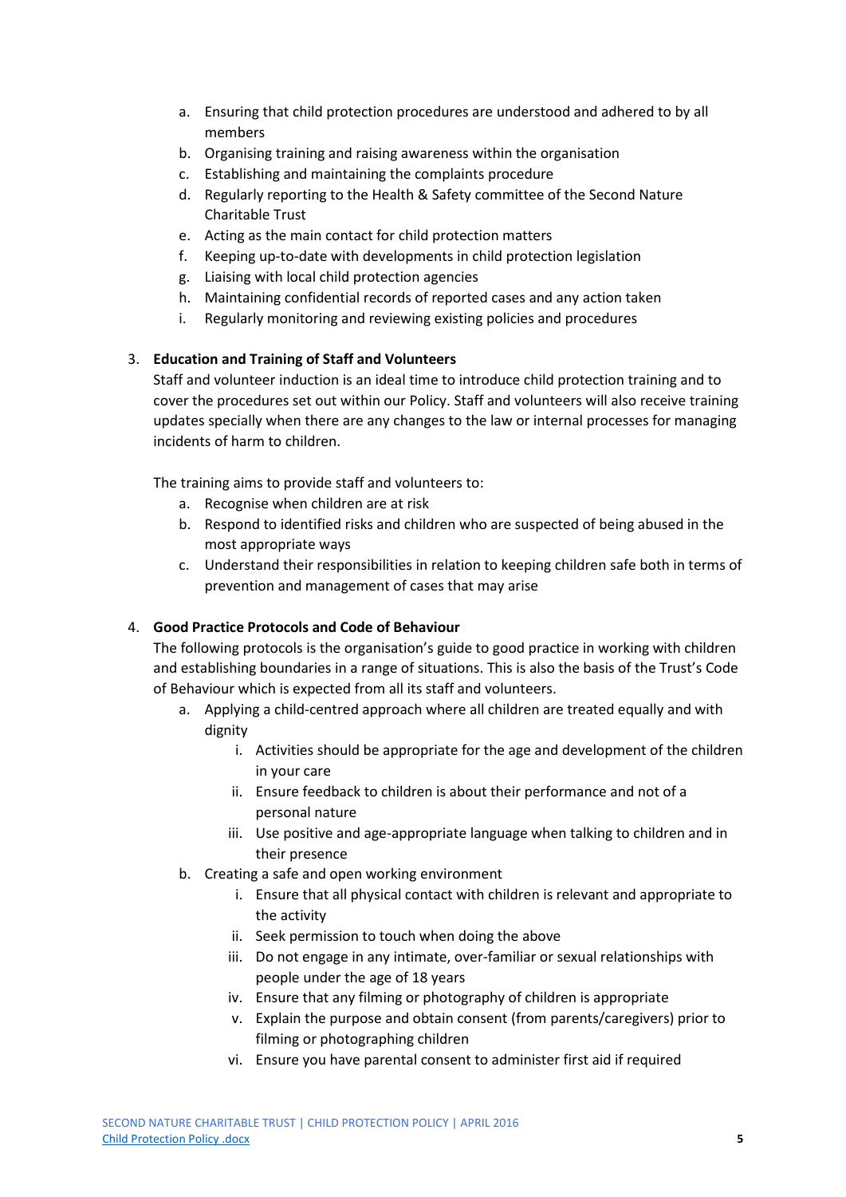a. Ensuring that child protection procedures are understood and adhered to by all members
   b. Organising training and raising awareness within the organisation
   c. Establishing and maintaining the complaints procedure
   d. Regularly reporting to the Health & Safety committee of the Second Nature Charitable Trust
   e. Acting as the main contact for child protection matters
   f. Keeping up-to-date with developments in child protection legislation
   g. Liaising with local child protection agencies
   h. Maintaining confidential records of reported cases and any action taken
   i. Regularly monitoring and reviewing existing policies and procedures

3. **Education and Training of Staff and Volunteers**

   Staff and volunteer induction is an ideal time to introduce child protection training and to cover the procedures set out within our Policy. Staff and volunteers will also receive training updates specially when there are any changes to the law or internal processes for managing incidents of harm to children.

   The training aims to provide staff and volunteers to:

   a. Recognise when children are at risk
   b. Respond to identified risks and children who are suspected of being abused in the most appropriate ways
   c. Understand their responsibilities in relation to keeping children safe both in terms of prevention and management of cases that may arise

4. **Good Practice Protocols and Code of Behaviour**

   The following protocols is the organisation's guide to good practice in working with children and establishing boundaries in a range of situations. This is also the basis of the Trust's Code of Behaviour which is expected from all its staff and volunteers.

   a. Applying a child-centred approach where all children are treated equally and with dignity
      i. Activities should be appropriate for the age and development of the children in your care
      ii. Ensure feedback to children is about their performance and not of a personal nature
      iii. Use positive and age-appropriate language when talking to children and in their presence
   b. Creating a safe and open working environment
      i. Ensure that all physical contact with children is relevant and appropriate to the activity
      ii. Seek permission to touch when doing the above
      iii. Do not engage in any intimate, over-familiar or sexual relationships with people under the age of 18 years
      iv. Ensure that any filming or photography of children is appropriate
      v. Explain the purpose and obtain consent (from parents/caregivers) prior to filming or photographing children
      vi. Ensure you have parental consent to administer first aid if required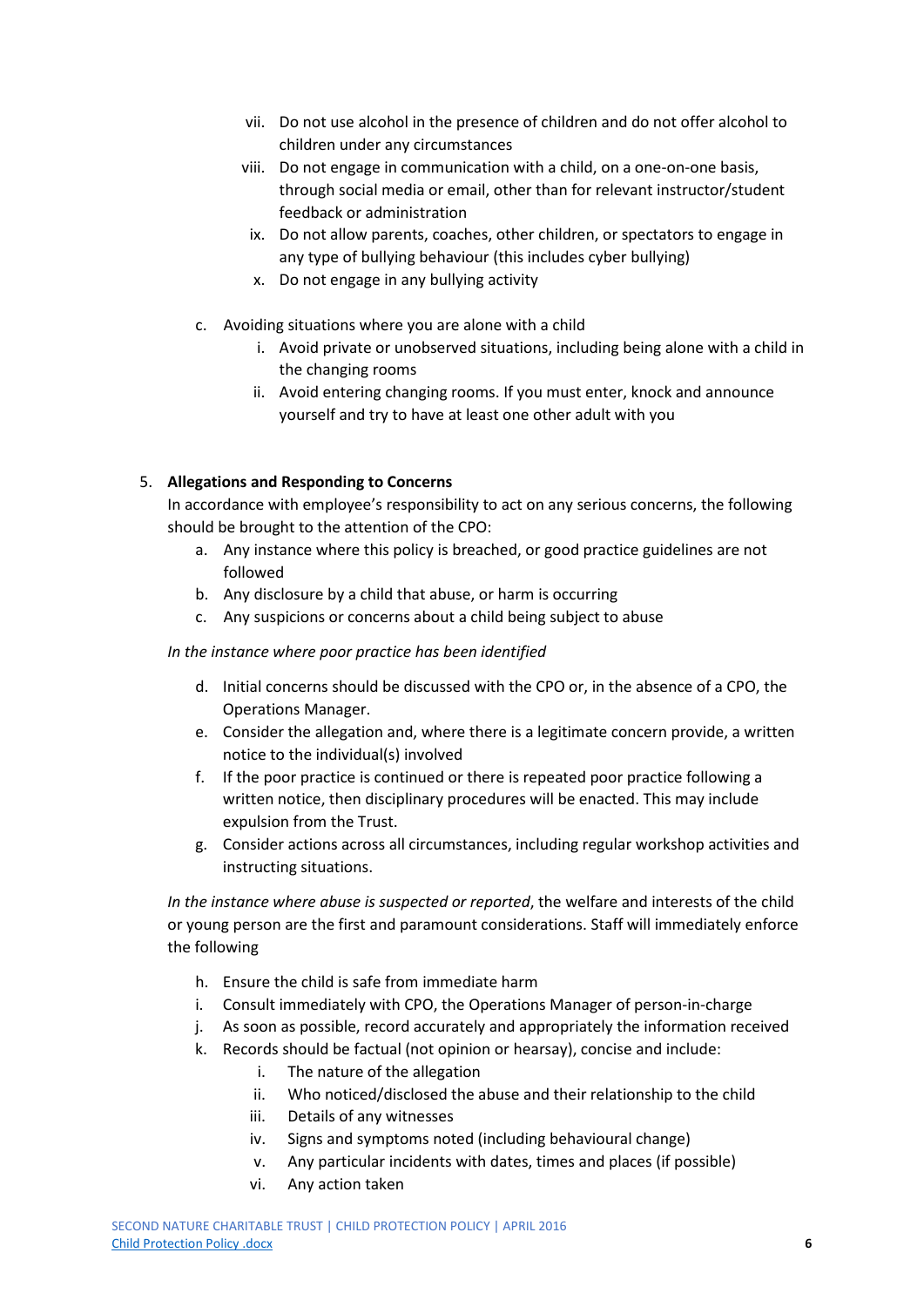vii. Do not use alcohol in the presence of children and do not offer alcohol to children under any circumstances
   viii. Do not engage in communication with a child, on a one-on-one basis, through social media or email, other than for relevant instructor/student feedback or administration
   ix. Do not allow parents, coaches, other children, or spectators to engage in any type of bullying behaviour (this includes cyber bullying)
   x. Do not engage in any bullying activity

c. Avoiding situations where you are alone with a child
   i. Avoid private or unobserved situations, including being alone with a child in the changing rooms
   ii. Avoid entering changing rooms. If you must enter, knock and announce yourself and try to have at least one other adult with you

5. **Allegations and Responding to Concerns**

   In accordance with employee's responsibility to act on any serious concerns, the following should be brought to the attention of the CPO:

   a. Any instance where this policy is breached, or good practice guidelines are not followed
   b. Any disclosure by a child that abuse, or harm is occurring
   c. Any suspicions or concerns about a child being subject to abuse

   *In the instance where poor practice has been identified*

   d. Initial concerns should be discussed with the CPO or, in the absence of a CPO, the Operations Manager.
   e. Consider the allegation and, where there is a legitimate concern provide, a written notice to the individual(s) involved
   f. If the poor practice is continued or there is repeated poor practice following a written notice, then disciplinary procedures will be enacted. This may include expulsion from the Trust.
   g. Consider actions across all circumstances, including regular workshop activities and instructing situations.

   *In the instance where abuse is suspected or reported*, the welfare and interests of the child or young person are the first and paramount considerations. Staff will immediately enforce the following

   h. Ensure the child is safe from immediate harm
   i. Consult immediately with CPO, the Operations Manager of person-in-charge
   j. As soon as possible, record accurately and appropriately the information received
   k. Records should be factual (not opinion or hearsay), concise and include:
      i. The nature of the allegation
      ii. Who noticed/disclosed the abuse and their relationship to the child
      iii. Details of any witnesses
      iv. Signs and symptoms noted (including behavioural change)
      v. Any particular incidents with dates, times and places (if possible)
      vi. Any action taken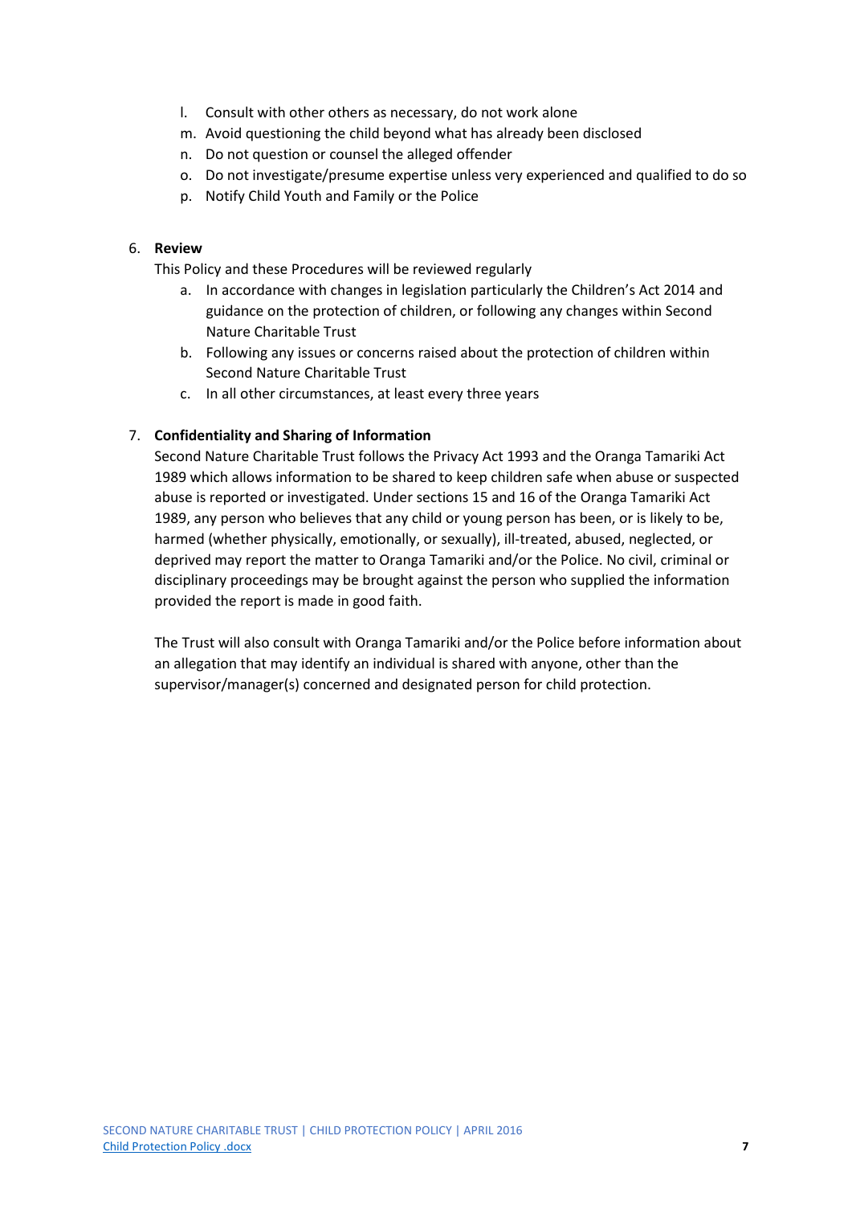l. Consult with other others as necessary, do not work alone
m. Avoid questioning the child beyond what has already been disclosed
n. Do not question or counsel the alleged offender
o. Do not investigate/presume expertise unless very experienced and qualified to do so
p. Notify Child Youth and Family or the Police

6. **Review**

   This Policy and these Procedures will be reviewed regularly

   a. In accordance with changes in legislation particularly the Children's Act 2014 and guidance on the protection of children, or following any changes within Second Nature Charitable Trust
   b. Following any issues or concerns raised about the protection of children within Second Nature Charitable Trust
   c. In all other circumstances, at least every three years

7. **Confidentiality and Sharing of Information**

   Second Nature Charitable Trust follows the Privacy Act 1993 and the Oranga Tamariki Act 1989 which allows information to be shared to keep children safe when abuse or suspected abuse is reported or investigated. Under sections 15 and 16 of the Oranga Tamariki Act 1989, any person who believes that any child or young person has been, or is likely to be, harmed (whether physically, emotionally, or sexually), ill-treated, abused, neglected, or deprived may report the matter to Oranga Tamariki and/or the Police. No civil, criminal or disciplinary proceedings may be brought against the person who supplied the information provided the report is made in good faith.

   The Trust will also consult with Oranga Tamariki and/or the Police before information about an allegation that may identify an individual is shared with anyone, other than the supervisor/manager(s) concerned and designated person for child protection.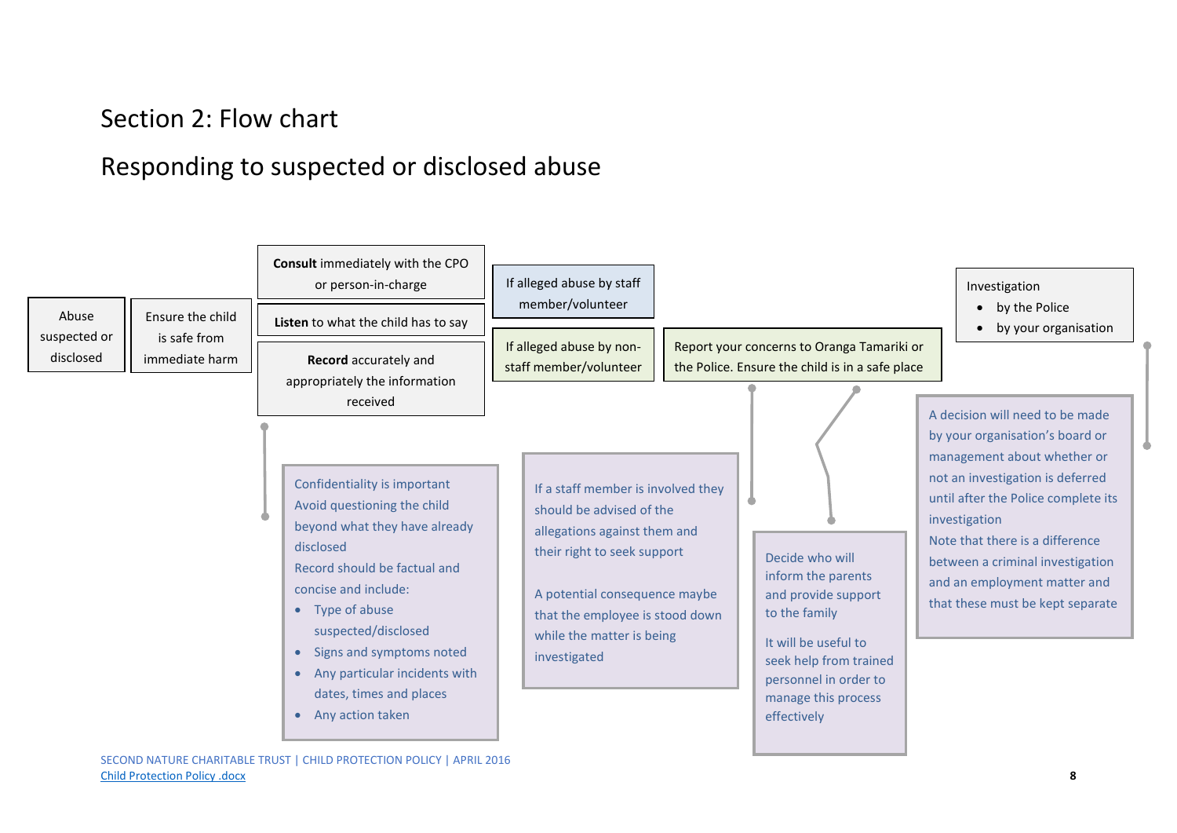## Section 2: Flow chart

## Responding to suspected or disclosed abuse

Abuse suspected or disclosed

Ensure the child is safe from immediate harm

**Consult** immediately with the CPO or person-in-charge

**Listen** to what the child has to say

**Record** accurately and appropriately the information received

Confidentiality is important
Avoid questioning the child beyond what they have already disclosed
Record should be factual and concise and include:

- Type of abuse suspected/disclosed
- Signs and symptoms noted
- Any particular incidents with dates, times and places
- Any action taken

If alleged abuse by staff member/volunteer

If alleged abuse by non-staff member/volunteer

If a staff member is involved they should be advised of the allegations against them and their right to seek support

A potential consequence maybe that the employee is stood down while the matter is being investigated

Report your concerns to Oranga Tamariki or the Police. Ensure the child is in a safe place

Decide who will inform the parents and provide support to the family

It will be useful to seek help from trained personnel in order to manage this process effectively

Investigation

- by the Police
- by your organisation

A decision will need to be made by your organisation's board or management about whether or not an investigation is deferred until after the Police complete its investigation
Note that there is a difference between a criminal investigation and an employment matter and that these must be kept separate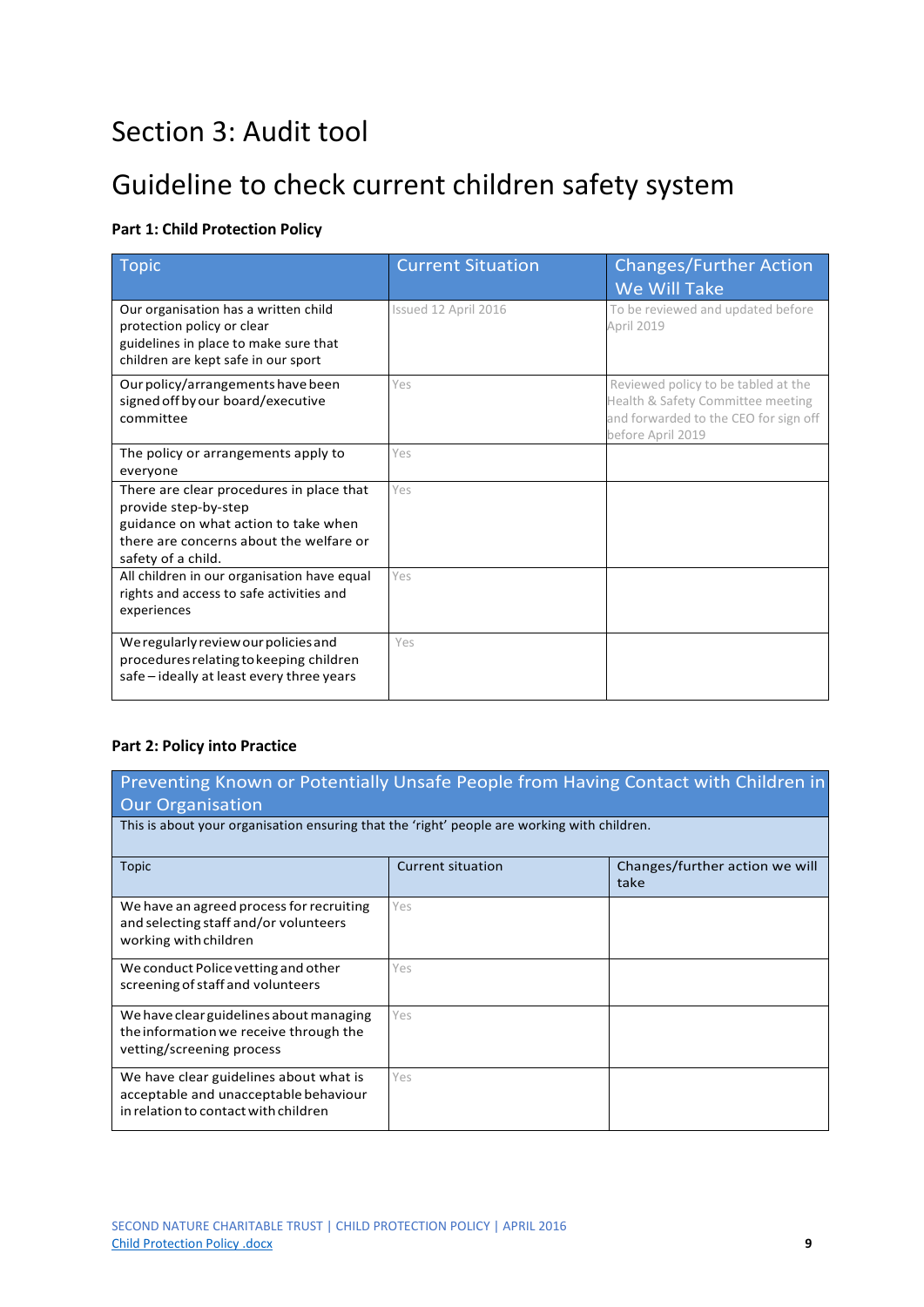# Section 3: Audit tool

# Guideline to check current children safety system

**Part 1: Child Protection Policy**

| Topic | Current Situation | Changes/Further Action We Will Take |
| --- | --- | --- |
| Our organisation has a written child protection policy or clear guidelines in place to make sure that children are kept safe in our sport | Issued 12 April 2016 | To be reviewed and updated before April 2019 |
| Our policy/arrangements have been signed off by our board/executive committee | Yes | Reviewed policy to be tabled at the Health & Safety Committee meeting and forwarded to the CEO for sign off before April 2019 |
| The policy or arrangements apply to everyone | Yes | |
| There are clear procedures in place that provide step-by-step guidance on what action to take when there are concerns about the welfare or safety of a child. | Yes | |
| All children in our organisation have equal rights and access to safe activities and experiences | Yes | |
| We regularly review our policies and procedures relating to keeping children safe – ideally at least every three years | Yes | |

**Part 2: Policy into Practice**

| Preventing Known or Potentially Unsafe People from Having Contact with Children in Our Organisation | | |
| --- | --- | --- |
| This is about your organisation ensuring that the 'right' people are working with children. | | |
| Topic | Current situation | Changes/further action we will take |
| We have an agreed process for recruiting and selecting staff and/or volunteers working with children | Yes | |
| We conduct Police vetting and other screening of staff and volunteers | Yes | |
| We have clear guidelines about managing the information we receive through the vetting/screening process | Yes | |
| We have clear guidelines about what is acceptable and unacceptable behaviour in relation to contact with children | Yes | |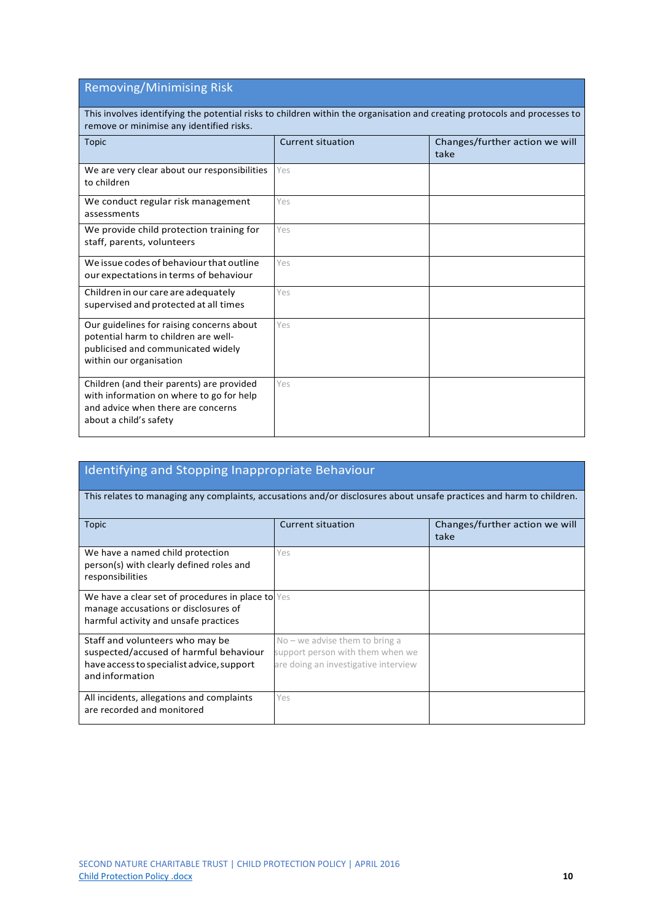## Removing/Minimising Risk

This involves identifying the potential risks to children within the organisation and creating protocols and processes to remove or minimise any identified risks.

| Topic | Current situation | Changes/further action we will take |
|---|---|---|
| We are very clear about our responsibilities to children | Yes | |
| We conduct regular risk management assessments | Yes | |
| We provide child protection training for staff, parents, volunteers | Yes | |
| We issue codes of behaviour that outline our expectations in terms of behaviour | Yes | |
| Children in our care are adequately supervised and protected at all times | Yes | |
| Our guidelines for raising concerns about potential harm to children are well-publicised and communicated widely within our organisation | Yes | |
| Children (and their parents) are provided with information on where to go for help and advice when there are concerns about a child's safety | Yes | |

## Identifying and Stopping Inappropriate Behaviour

This relates to managing any complaints, accusations and/or disclosures about unsafe practices and harm to children.

| Topic | Current situation | Changes/further action we will take |
|---|---|---|
| We have a named child protection person(s) with clearly defined roles and responsibilities | Yes | |
| We have a clear set of procedures in place to manage accusations or disclosures of harmful activity and unsafe practices | Yes | |
| Staff and volunteers who may be suspected/accused of harmful behaviour have access to specialist advice, support and information | No – we advise them to bring a support person with them when we are doing an investigative interview | |
| All incidents, allegations and complaints are recorded and monitored | Yes | |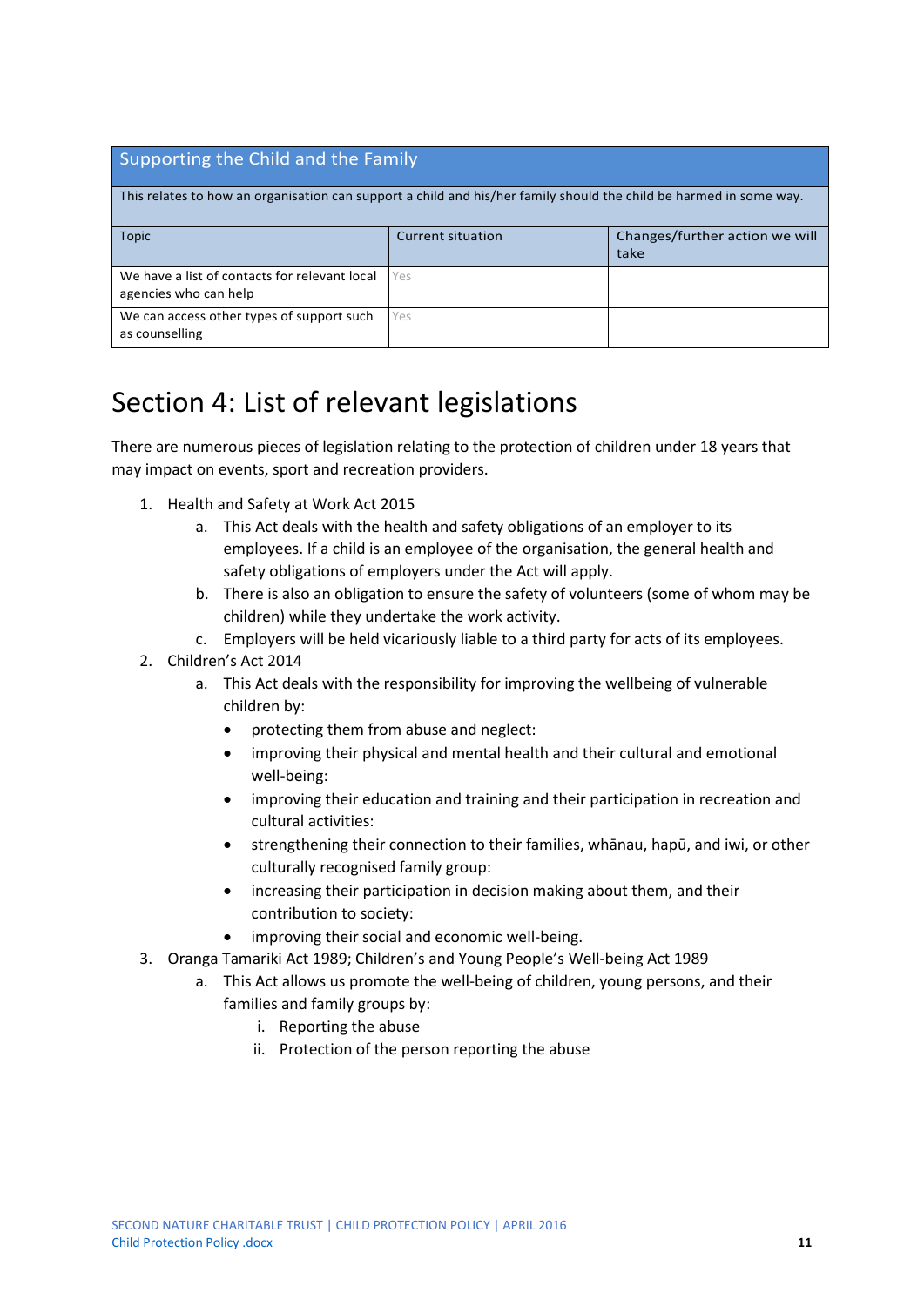| Supporting the Child and the Family | | |
|---|---|---|
| This relates to how an organisation can support a child and his/her family should the child be harmed in some way. | | |
| Topic | Current situation | Changes/further action we will take |
| We have a list of contacts for relevant local agencies who can help | Yes | |
| We can access other types of support such as counselling | Yes | |

# Section 4: List of relevant legislations

There are numerous pieces of legislation relating to the protection of children under 18 years that may impact on events, sport and recreation providers.

1. Health and Safety at Work Act 2015
    a. This Act deals with the health and safety obligations of an employer to its employees. If a child is an employee of the organisation, the general health and safety obligations of employers under the Act will apply.
    b. There is also an obligation to ensure the safety of volunteers (some of whom may be children) while they undertake the work activity.
    c. Employers will be held vicariously liable to a third party for acts of its employees.
2. Children's Act 2014
    a. This Act deals with the responsibility for improving the wellbeing of vulnerable children by:
        - protecting them from abuse and neglect:
        - improving their physical and mental health and their cultural and emotional well-being:
        - improving their education and training and their participation in recreation and cultural activities:
        - strengthening their connection to their families, whānau, hapū, and iwi, or other culturally recognised family group:
        - increasing their participation in decision making about them, and their contribution to society:
        - improving their social and economic well-being.
3. Oranga Tamariki Act 1989; Children's and Young People's Well-being Act 1989
    a. This Act allows us promote the well-being of children, young persons, and their families and family groups by:
        i. Reporting the abuse
        ii. Protection of the person reporting the abuse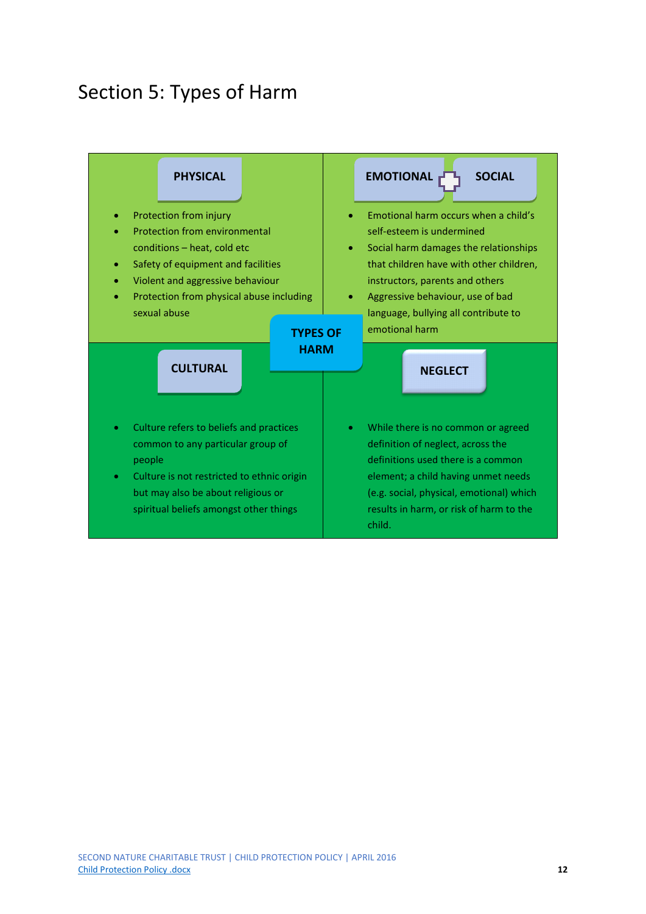# Section 5: Types of Harm

TYPES OF HARM

### PHYSICAL

- Protection from injury
- Protection from environmental conditions – heat, cold etc
- Safety of equipment and facilities
- Violent and aggressive behaviour
- Protection from physical abuse including sexual abuse

### EMOTIONAL + SOCIAL

- Emotional harm occurs when a child's self-esteem is undermined
- Social harm damages the relationships that children have with other children, instructors, parents and others
- Aggressive behaviour, use of bad language, bullying all contribute to emotional harm

### CULTURAL

- Culture refers to beliefs and practices common to any particular group of people
- Culture is not restricted to ethnic origin but may also be about religious or spiritual beliefs amongst other things

### NEGLECT

- While there is no common or agreed definition of neglect, across the definitions used there is a common element; a child having unmet needs (e.g. social, physical, emotional) which results in harm, or risk of harm to the child.